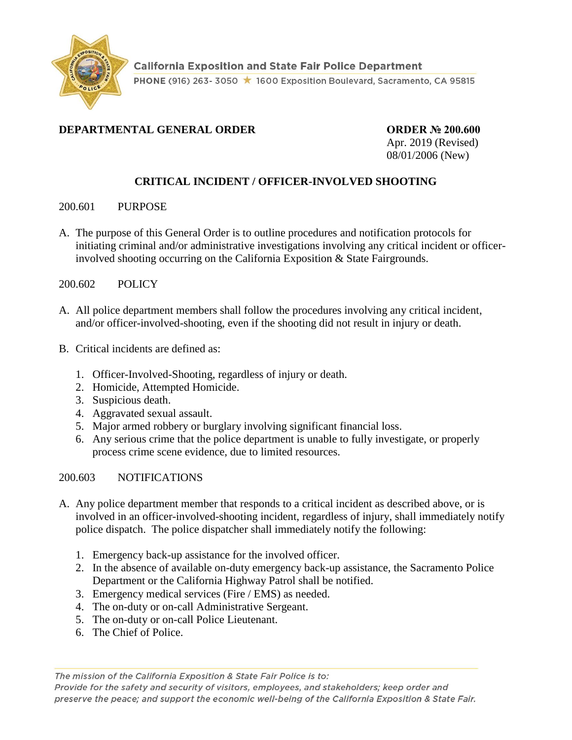California Exposition and State Fair Police Department

PHONE (916) 263- 3050 ★ 1600 Exposition Boulevard, Sacramento, CA 95815

**DEPARTMENTAL GENERAL ORDER**

**ORDER № 200.600**
Apr. 2019 (Revised)
08/01/2006 (New)

## CRITICAL INCIDENT / OFFICER-INVOLVED SHOOTING

200.601 PURPOSE

A. The purpose of this General Order is to outline procedures and notification protocols for initiating criminal and/or administrative investigations involving any critical incident or officer-involved shooting occurring on the California Exposition & State Fairgrounds.

200.602 POLICY

A. All police department members shall follow the procedures involving any critical incident, and/or officer-involved-shooting, even if the shooting did not result in injury or death.

B. Critical incidents are defined as:

1. Officer-Involved-Shooting, regardless of injury or death.
2. Homicide, Attempted Homicide.
3. Suspicious death.
4. Aggravated sexual assault.
5. Major armed robbery or burglary involving significant financial loss.
6. Any serious crime that the police department is unable to fully investigate, or properly process crime scene evidence, due to limited resources.

200.603 NOTIFICATIONS

A. Any police department member that responds to a critical incident as described above, or is involved in an officer-involved-shooting incident, regardless of injury, shall immediately notify police dispatch. The police dispatcher shall immediately notify the following:

1. Emergency back-up assistance for the involved officer.
2. In the absence of available on-duty emergency back-up assistance, the Sacramento Police Department or the California Highway Patrol shall be notified.
3. Emergency medical services (Fire / EMS) as needed.
4. The on-duty or on-call Administrative Sergeant.
5. The on-duty or on-call Police Lieutenant.
6. The Chief of Police.

*The mission of the California Exposition & State Fair Police is to:*
*Provide for the safety and security of visitors, employees, and stakeholders; keep order and preserve the peace; and support the economic well-being of the California Exposition & State Fair.*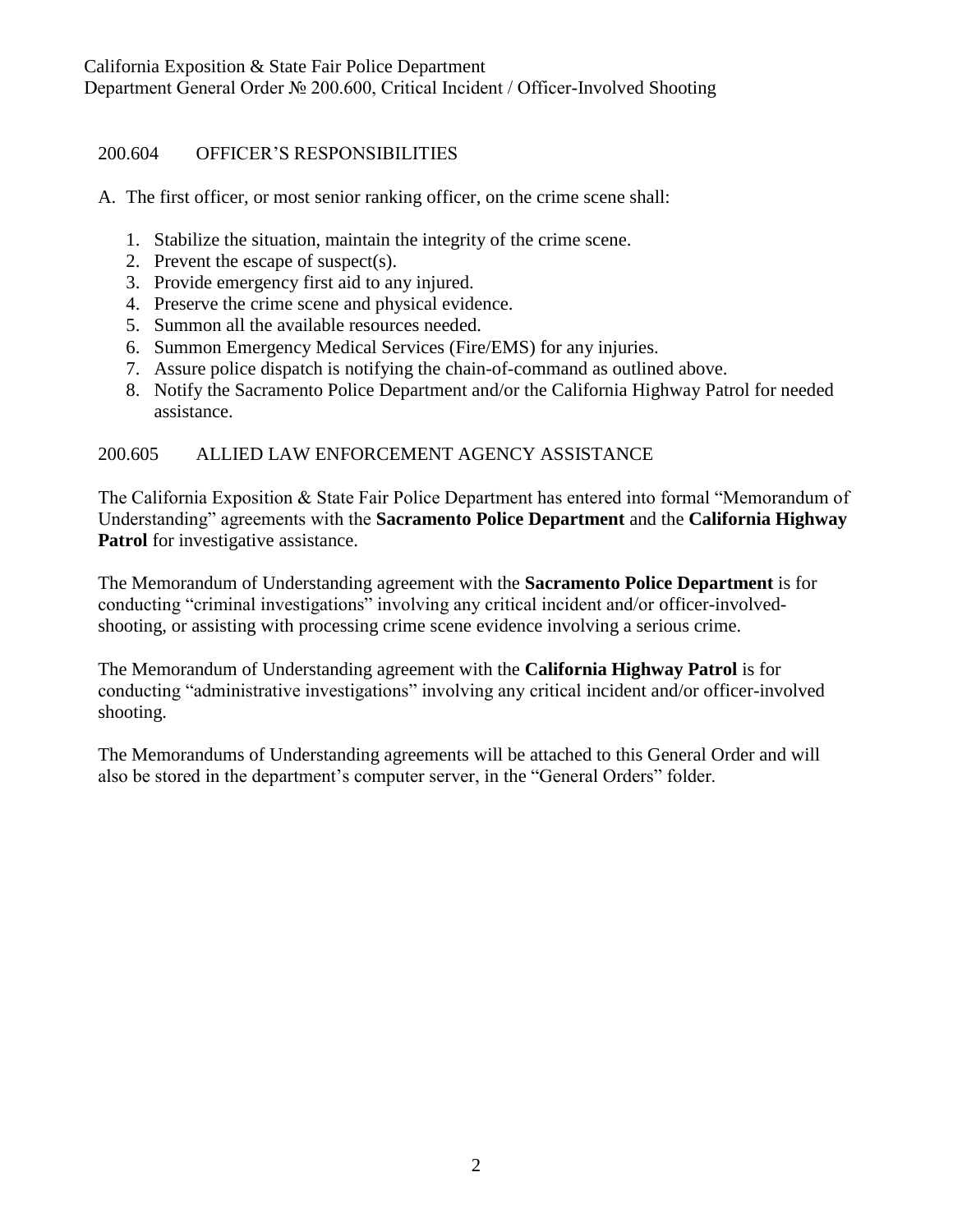## 200.604 OFFICER'S RESPONSIBILITIES

A. The first officer, or most senior ranking officer, on the crime scene shall:

1. Stabilize the situation, maintain the integrity of the crime scene.
2. Prevent the escape of suspect(s).
3. Provide emergency first aid to any injured.
4. Preserve the crime scene and physical evidence.
5. Summon all the available resources needed.
6. Summon Emergency Medical Services (Fire/EMS) for any injuries.
7. Assure police dispatch is notifying the chain-of-command as outlined above.
8. Notify the Sacramento Police Department and/or the California Highway Patrol for needed assistance.

## 200.605 ALLIED LAW ENFORCEMENT AGENCY ASSISTANCE

The California Exposition & State Fair Police Department has entered into formal "Memorandum of Understanding" agreements with the **Sacramento Police Department** and the **California Highway Patrol** for investigative assistance.

The Memorandum of Understanding agreement with the **Sacramento Police Department** is for conducting "criminal investigations" involving any critical incident and/or officer-involved-shooting, or assisting with processing crime scene evidence involving a serious crime.

The Memorandum of Understanding agreement with the **California Highway Patrol** is for conducting "administrative investigations" involving any critical incident and/or officer-involved shooting.

The Memorandums of Understanding agreements will be attached to this General Order and will also be stored in the department's computer server, in the "General Orders" folder.